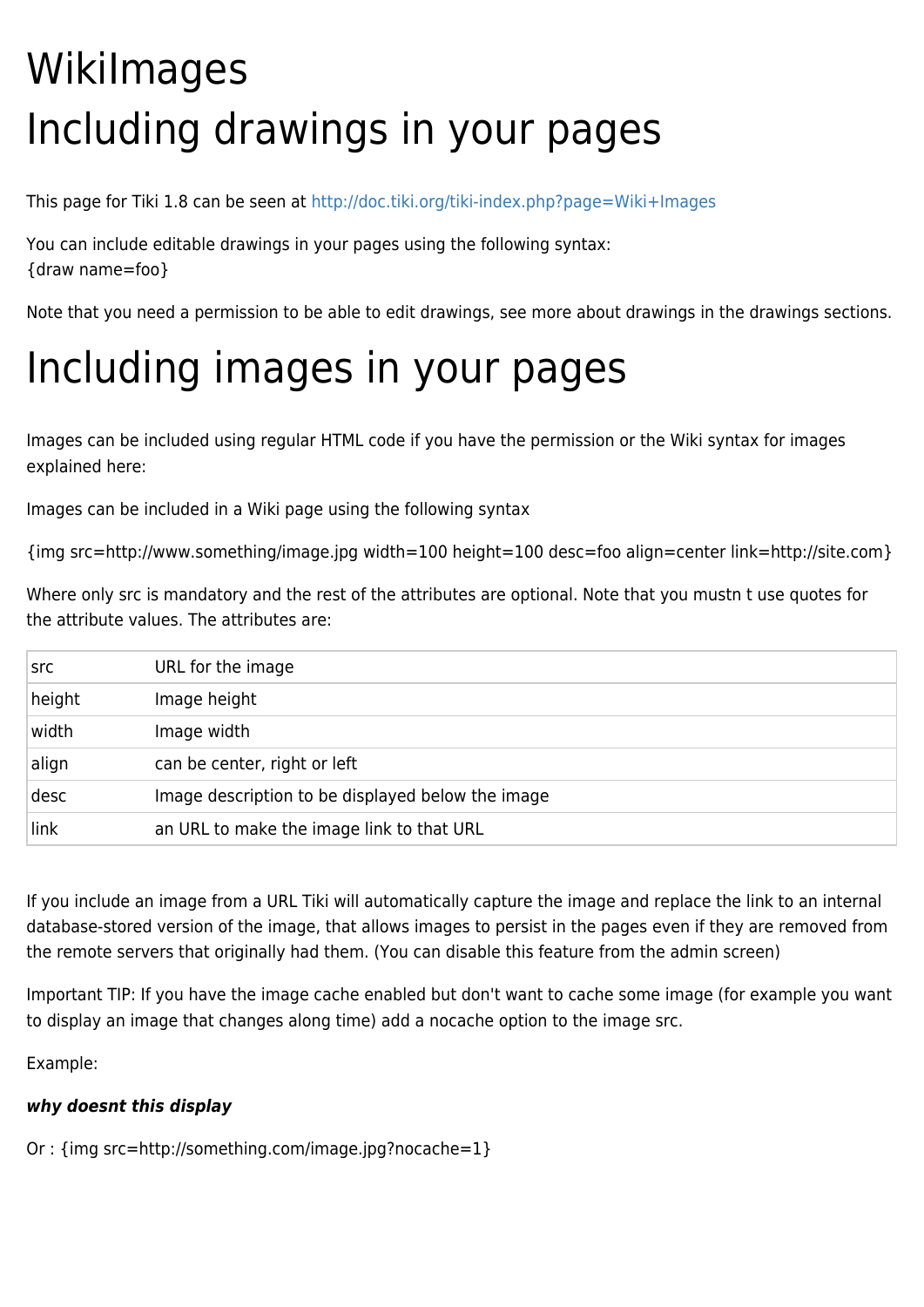# WikiImages

# Including drawings in your pages

This page for Tiki 1.8 can be seen at http://doc.tiki.org/tiki-index.php?page=Wiki+Images

You can include editable drawings in your pages using the following syntax:
{draw name=foo}

Note that you need a permission to be able to edit drawings, see more about drawings in the drawings sections.

# Including images in your pages

Images can be included using regular HTML code if you have the permission or the Wiki syntax for images explained here:

Images can be included in a Wiki page using the following syntax

{img src=http://www.something/image.jpg width=100 height=100 desc=foo align=center link=http://site.com}

Where only src is mandatory and the rest of the attributes are optional. Note that you mustn t use quotes for the attribute values. The attributes are:

| | |
|---|---|
| src | URL for the image |
| height | Image height |
| width | Image width |
| align | can be center, right or left |
| desc | Image description to be displayed below the image |
| link | an URL to make the image link to that URL |

If you include an image from a URL Tiki will automatically capture the image and replace the link to an internal database-stored version of the image, that allows images to persist in the pages even if they are removed from the remote servers that originally had them. (You can disable this feature from the admin screen)

Important TIP: If you have the image cache enabled but don't want to cache some image (for example you want to display an image that changes along time) add a nocache option to the image src.

Example:

***why doesnt this display***

Or : {img src=http://something.com/image.jpg?nocache=1}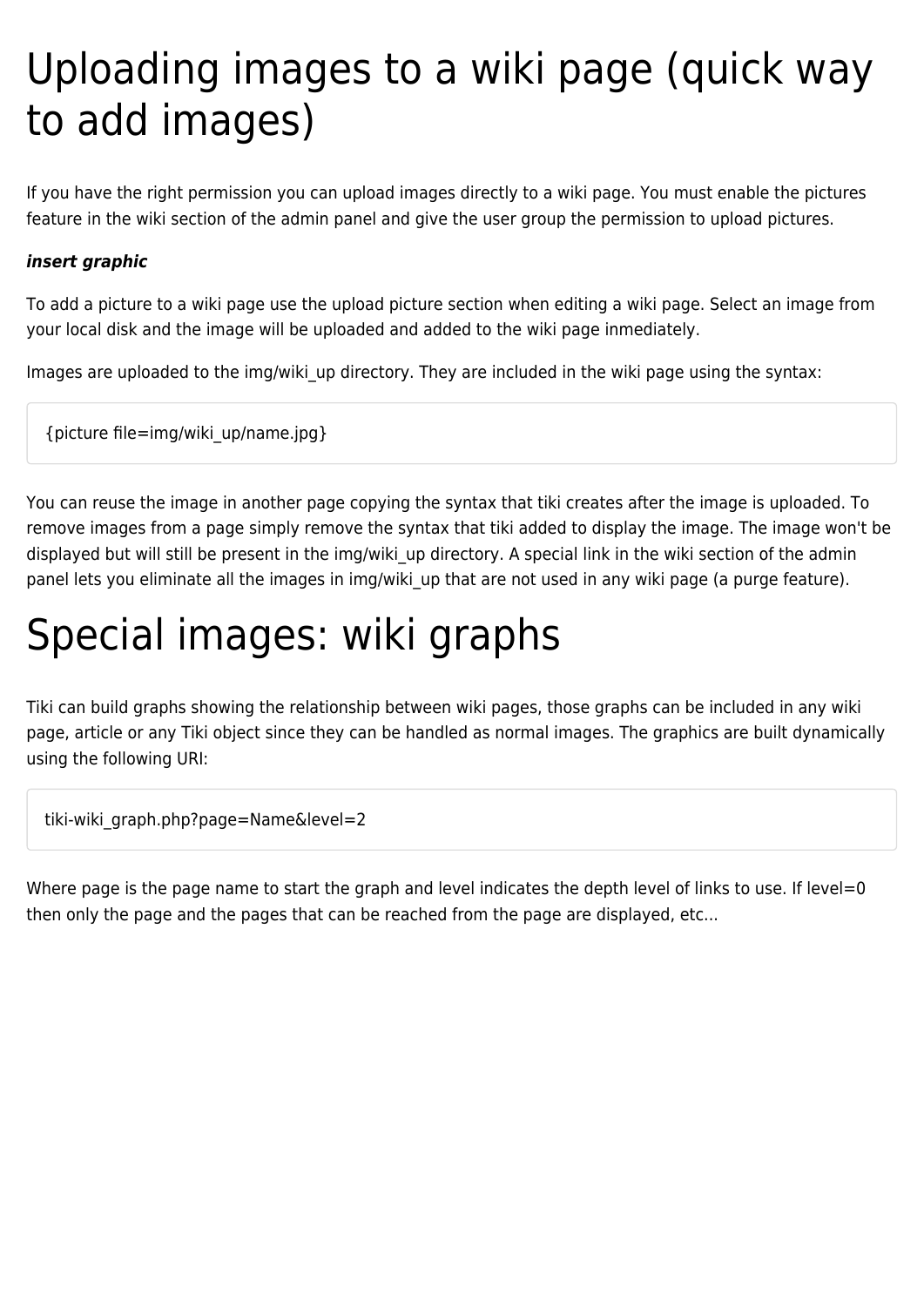# Uploading images to a wiki page (quick way to add images)

If you have the right permission you can upload images directly to a wiki page. You must enable the pictures feature in the wiki section of the admin panel and give the user group the permission to upload pictures.

***insert graphic***

To add a picture to a wiki page use the upload picture section when editing a wiki page. Select an image from your local disk and the image will be uploaded and added to the wiki page inmediately.

Images are uploaded to the img/wiki_up directory. They are included in the wiki page using the syntax:

```
{picture file=img/wiki_up/name.jpg}
```

You can reuse the image in another page copying the syntax that tiki creates after the image is uploaded. To remove images from a page simply remove the syntax that tiki added to display the image. The image won't be displayed but will still be present in the img/wiki_up directory. A special link in the wiki section of the admin panel lets you eliminate all the images in img/wiki_up that are not used in any wiki page (a purge feature).

# Special images: wiki graphs

Tiki can build graphs showing the relationship between wiki pages, those graphs can be included in any wiki page, article or any Tiki object since they can be handled as normal images. The graphics are built dynamically using the following URI:

```
tiki-wiki_graph.php?page=Name&level=2
```

Where page is the page name to start the graph and level indicates the depth level of links to use. If level=0 then only the page and the pages that can be reached from the page are displayed, etc...